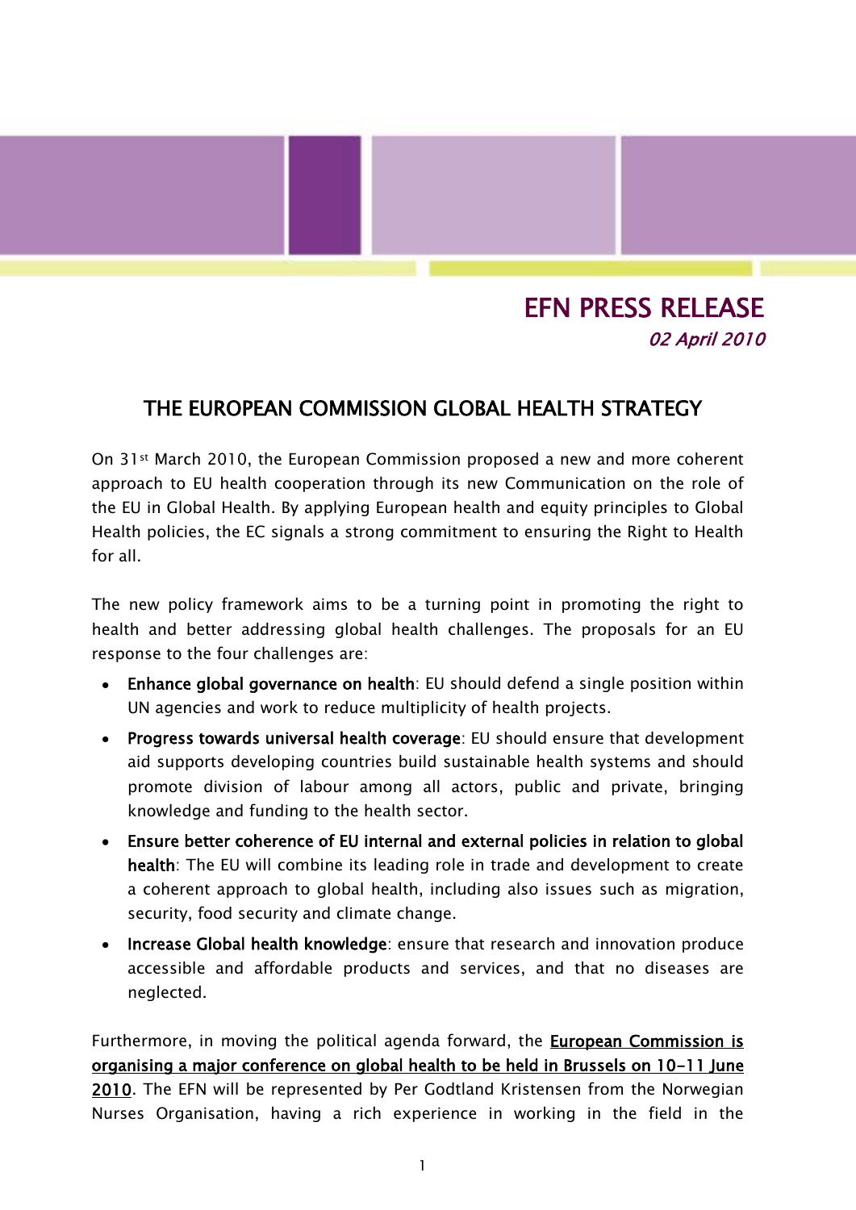# EFN PRESS RELEASE

*02 April 2010*

## THE EUROPEAN COMMISSION GLOBAL HEALTH STRATEGY

On 31st March 2010, the European Commission proposed a new and more coherent approach to EU health cooperation through its new Communication on the role of the EU in Global Health. By applying European health and equity principles to Global Health policies, the EC signals a strong commitment to ensuring the Right to Health for all.

The new policy framework aims to be a turning point in promoting the right to health and better addressing global health challenges. The proposals for an EU response to the four challenges are:

- **Enhance global governance on health**: EU should defend a single position within UN agencies and work to reduce multiplicity of health projects.
- **Progress towards universal health coverage**: EU should ensure that development aid supports developing countries build sustainable health systems and should promote division of labour among all actors, public and private, bringing knowledge and funding to the health sector.
- **Ensure better coherence of EU internal and external policies in relation to global health**: The EU will combine its leading role in trade and development to create a coherent approach to global health, including also issues such as migration, security, food security and climate change.
- **Increase Global health knowledge**: ensure that research and innovation produce accessible and affordable products and services, and that no diseases are neglected.

Furthermore, in moving the political agenda forward, the **European Commission is organising a major conference on global health to be held in Brussels on 10-11 June 2010**. The EFN will be represented by Per Godtland Kristensen from the Norwegian Nurses Organisation, having a rich experience in working in the field in the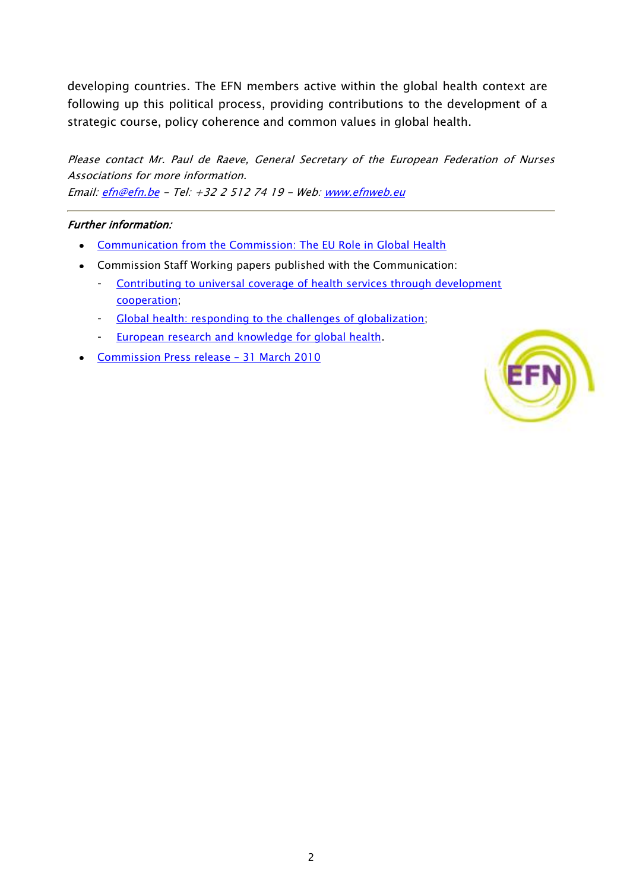developing countries. The EFN members active within the global health context are following up this political process, providing contributions to the development of a strategic course, policy coherence and common values in global health.

*Please contact Mr. Paul de Raeve, General Secretary of the European Federation of Nurses Associations for more information.*
*Email: efn@efn.be – Tel: +32 2 512 74 19 – Web: www.efnweb.eu*

---

***Further information:***

- Communication from the Commission: The EU Role in Global Health
- Commission Staff Working papers published with the Communication:
  - Contributing to universal coverage of health services through development cooperation;
  - Global health: responding to the challenges of globalization;
  - European research and knowledge for global health.
- Commission Press release – 31 March 2010